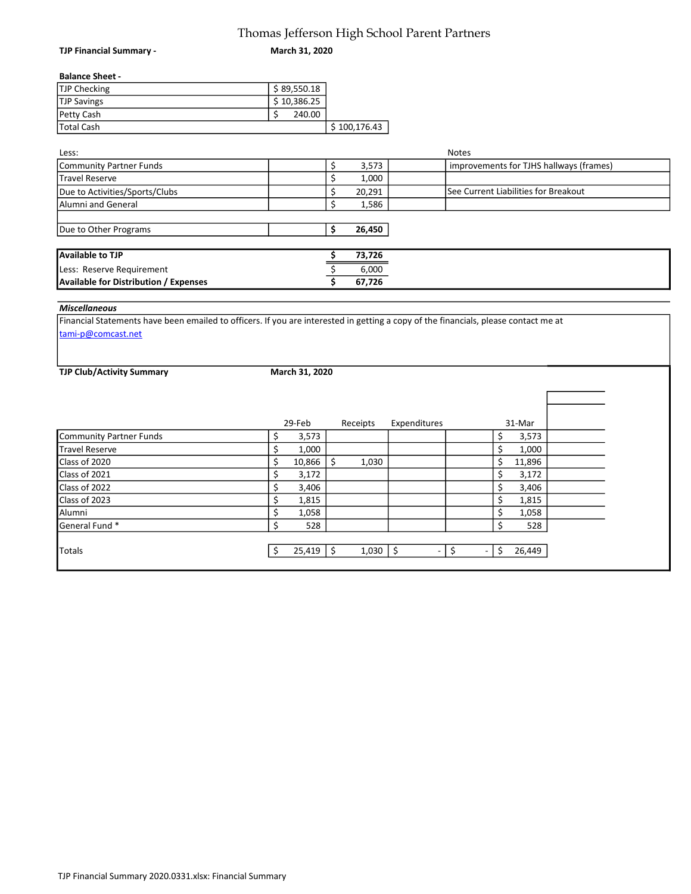# Thomas Jefferson High School Parent Partners

**TJP Financial Summary -** **March 31, 2020**

**Balance Sheet -**

| | | |
|---|---|---|
| TJP Checking | $ 89,550.18 | |
| TJP Savings | $ 10,386.25 | |
| Petty Cash | $ 240.00 | |
| Total Cash | | $ 100,176.43 |

| Less: | | | Notes |
|---|---|---|---|
| Community Partner Funds | | $ 3,573 | improvements for TJHS hallways (frames) |
| Travel Reserve | | $ 1,000 | |
| Due to Activities/Sports/Clubs | | $ 20,291 | See Current Liabilities for Breakout |
| Alumni and General | | $ 1,586 | |
| | | | |
| Due to Other Programs | | **$ 26,450** | |

| | |
|---|---|
| **Available to TJP** | **$ 73,726** |
| Less: Reserve Requirement | $ 6,000 |
| **Available for Distribution / Expenses** | **$ 67,726** |

***Miscellaneous***

Financial Statements have been emailed to officers. If you are interested in getting a copy of the financials, please contact me at tami-p@comcast.net

**TJP Club/Activity Summary** **March 31, 2020**

| | 29-Feb | Receipts | Expenditures | | 31-Mar |
|---|---|---|---|---|---|
| Community Partner Funds | $ 3,573 | | | | $ 3,573 |
| Travel Reserve | $ 1,000 | | | | $ 1,000 |
| Class of 2020 | $ 10,866 | $ 1,030 | | | $ 11,896 |
| Class of 2021 | $ 3,172 | | | | $ 3,172 |
| Class of 2022 | $ 3,406 | | | | $ 3,406 |
| Class of 2023 | $ 1,815 | | | | $ 1,815 |
| Alumni | $ 1,058 | | | | $ 1,058 |
| General Fund * | $ 528 | | | | $ 528 |
| | | | | | |
| Totals | $ 25,419 | $ 1,030 | $ - | $ - | $ 26,449 |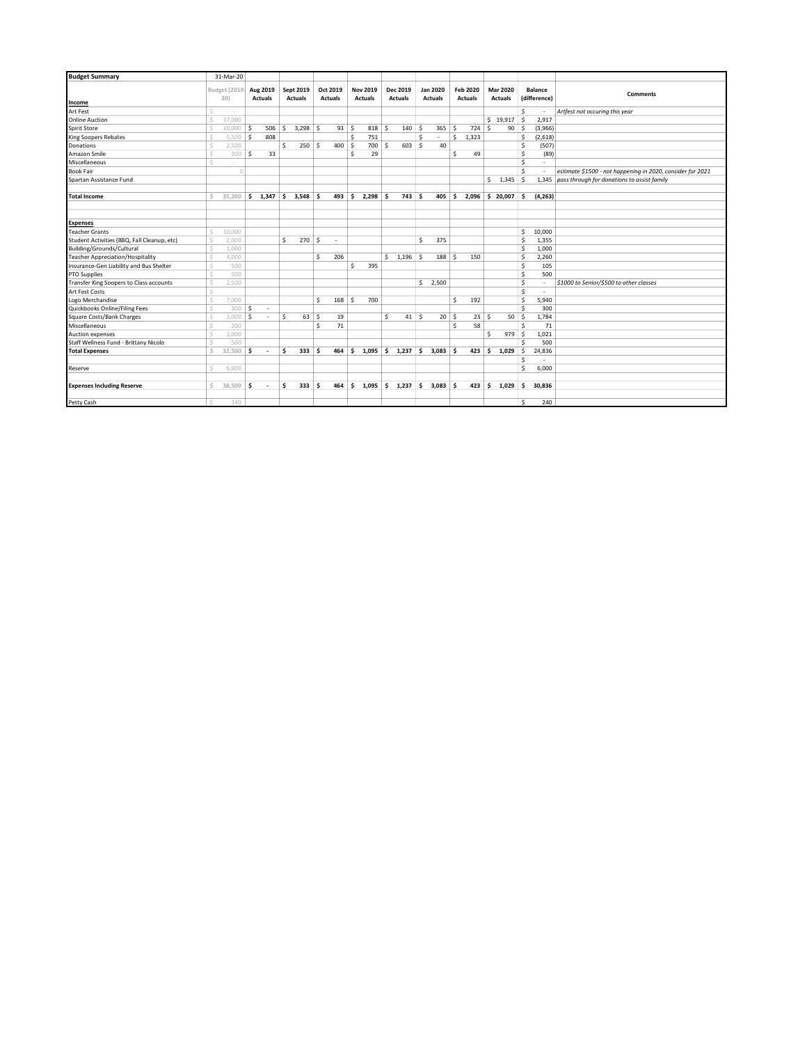| Budget Summary | 31-Mar-20 | | | | | | | | | | |
|---|---|---|---|---|---|---|---|---|---|---|---|
| Income | Budget (2019-20) | Aug 2019 Actuals | Sept 2019 Actuals | Oct 2019 Actuals | Nov 2019 Actuals | Dec 2019 Actuals | Jan 2020 Actuals | Feb 2020 Actuals | Mar 2020 Actuals | Balance (difference) | Comments |
| Art Fest | $ - | | | | | | | | | $ - | *Artfest not occuring this year* |
| Online Auction | $ 17,000 | | | | | | | | $ 19,917 | $ 2,917 | |
| Spirit Store | $ 10,000 | $ 506 | $ 3,298 | $ 93 | $ 818 | $ 140 | $ 365 | $ 724 | $ 90 | $ (3,966) | |
| King Soopers Rebates | $ 5,500 | $ 808 | | | $ 751 | | $ - | $ 1,323 | | $ (2,618) | |
| Donations | $ 2,500 | | $ 250 | $ 400 | $ 700 | $ 603 | $ 40 | | | $ (507) | |
| Amazon Smile | $ 200 | $ 33 | | | $ 29 | | | $ 49 | | $ (89) | |
| Miscellaneous | $ - | | | | | | | | | $ - | |
| Book Fair | 0 | | | | | | | | | $ - | *estimate $1500 - not happening in 2020, consider for 2021* |
| Spartan Assistance Fund | | | | | | | | | $ 1,345 | $ 1,345 | *pass through for donations to assist family* |
| | | | | | | | | | | | |
| **Total Income** | $ 35,200 | **$ 1,347** | **$ 3,548** | **$ 493** | **$ 2,298** | **$ 743** | **$ 405** | **$ 2,096** | **$ 20,007** | **$ (4,263)** | |
| | | | | | | | | | | | |
| **Expenses** | | | | | | | | | | | |
| Teacher Grants | $ 10,000 | | | | | | | | | $ 10,000 | |
| Student Activities (BBQ, Fall Cleanup, etc) | $ 2,000 | | $ 270 | $ - | | | $ 375 | | | $ 1,355 | |
| Building/Grounds/Cultural | $ 1,000 | | | | | | | | | $ 1,000 | |
| Teacher Appreciation/Hospitality | $ 4,000 | | | $ 206 | | $ 1,196 | $ 188 | $ 150 | | $ 2,260 | |
| Insurance-Gen Liability and Bus Shelter | $ 500 | | | | $ 395 | | | | | $ 105 | |
| PTO Supplies | $ 500 | | | | | | | | | $ 500 | |
| Transfer King Soopers to Class accounts | $ 2,500 | | | | | | $ 2,500 | | | $ - | *$1000 to Senior/$500 to other classes* |
| Art Fest Costs | $ - | | | | | | | | | $ - | |
| Logo Merchandise | $ 7,000 | | | $ 168 | $ 700 | | | $ 192 | | $ 5,940 | |
| Quickbooks Online/Filing Fees | $ 300 | $ - | | | | | | | | $ 300 | |
| Square Costs/Bank Charges | $ 2,000 | $ - | $ 63 | $ 19 | | $ 41 | $ 20 | $ 23 | $ 50 | $ 1,784 | |
| Miscellaneous | $ 200 | | | $ 71 | | | | $ 58 | | $ 71 | |
| Auction expenses | $ 2,000 | | | | | | | | $ 979 | $ 1,021 | |
| Staff Wellness Fund - Brittany Nicolo | $ 500 | | | | | | | | | $ 500 | |
| **Total Expenses** | $ 32,500 | **$ -** | **$ 333** | **$ 464** | **$ 1,095** | **$ 1,237** | **$ 3,083** | **$ 423** | **$ 1,029** | $ 24,836 | |
| | | | | | | | | | | $ - | |
| Reserve | $ 6,000 | | | | | | | | | $ 6,000 | |
| | | | | | | | | | | | |
| **Expenses Including Reserve** | $ 38,500 | **$ -** | **$ 333** | **$ 464** | **$ 1,095** | **$ 1,237** | **$ 3,083** | **$ 423** | **$ 1,029** | **$ 30,836** | |
| | | | | | | | | | | | |
| Petty Cash | $ 240 | | | | | | | | | $ 240 | |